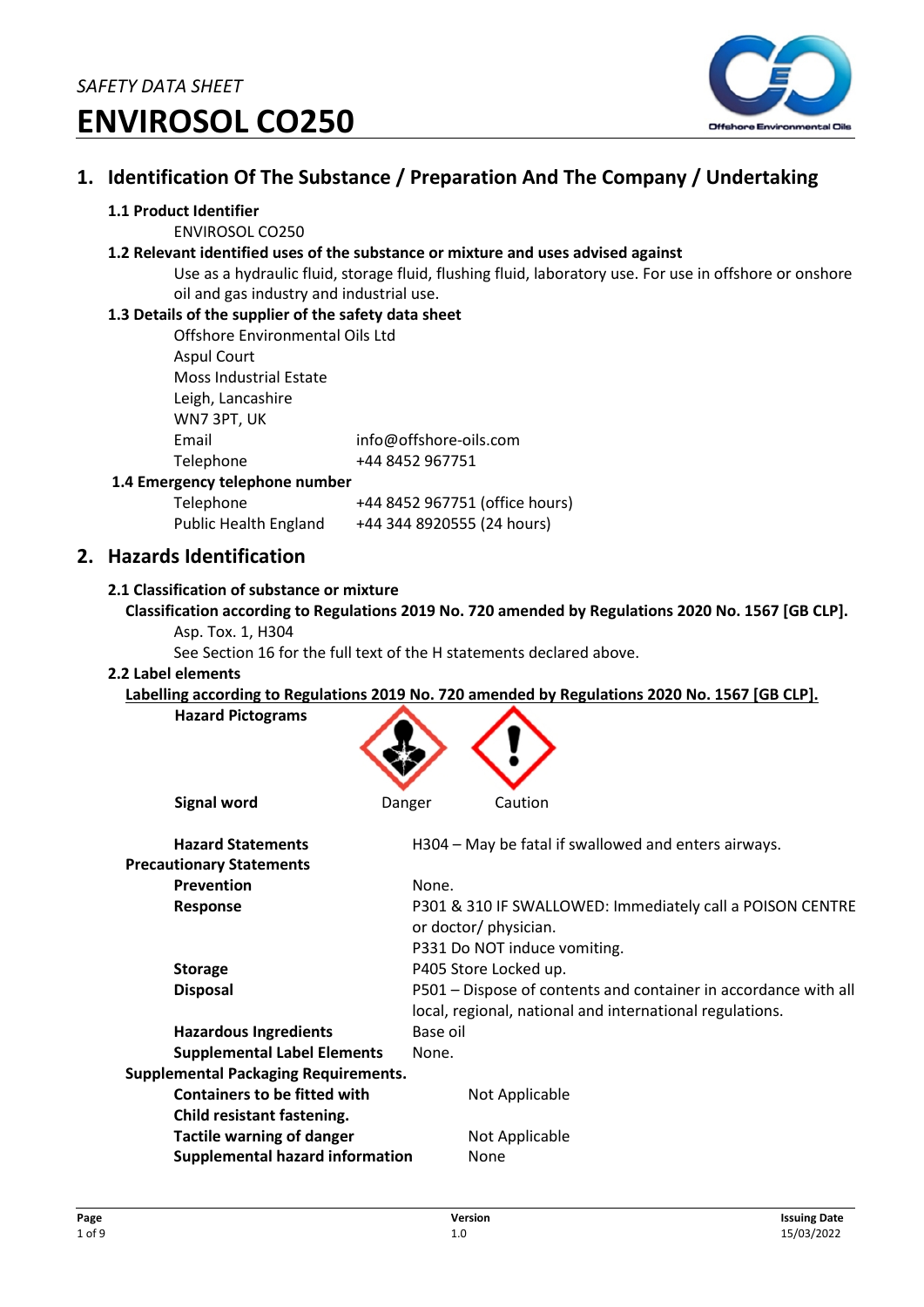*SAFETY DATA SHEET*

# ENVIROSOL CO250

## 1. Identification Of The Substance / Preparation And The Company / Undertaking

### 1.1 Product Identifier

ENVIROSOL CO250

### 1.2 Relevant identified uses of the substance or mixture and uses advised against

Use as a hydraulic fluid, storage fluid, flushing fluid, laboratory use. For use in offshore or onshore oil and gas industry and industrial use.

### 1.3 Details of the supplier of the safety data sheet

Offshore Environmental Oils Ltd
Aspul Court
Moss Industrial Estate
Leigh, Lancashire
WN7 3PT, UK

| | |
|---|---|
| Email | info@offshore-oils.com |
| Telephone | +44 8452 967751 |

### 1.4 Emergency telephone number

| | |
|---|---|
| Telephone | +44 8452 967751 (office hours) |
| Public Health England | +44 344 8920555 (24 hours) |

## 2. Hazards Identification

### 2.1 Classification of substance or mixture

**Classification according to Regulations 2019 No. 720 amended by Regulations 2020 No. 1567 [GB CLP].**

Asp. Tox. 1, H304

See Section 16 for the full text of the H statements declared above.

### 2.2 Label elements

**Labelling according to Regulations 2019 No. 720 amended by Regulations 2020 No. 1567 [GB CLP].**

**Hazard Pictograms**

**Signal word** Danger Caution

| | |
|---|---|
| **Hazard Statements** | H304 – May be fatal if swallowed and enters airways. |
| **Precautionary Statements** | |
| **Prevention** | None. |
| **Response** | P301 & 310 IF SWALLOWED: Immediately call a POISON CENTRE or doctor/ physician.<br>P331 Do NOT induce vomiting. |
| **Storage** | P405 Store Locked up. |
| **Disposal** | P501 – Dispose of contents and container in accordance with all local, regional, national and international regulations. |
| **Hazardous Ingredients** | Base oil |
| **Supplemental Label Elements** | None. |

**Supplemental Packaging Requirements.**

| | |
|---|---|
| **Containers to be fitted with Child resistant fastening.** | Not Applicable |
| **Tactile warning of danger** | Not Applicable |
| **Supplemental hazard information** | None |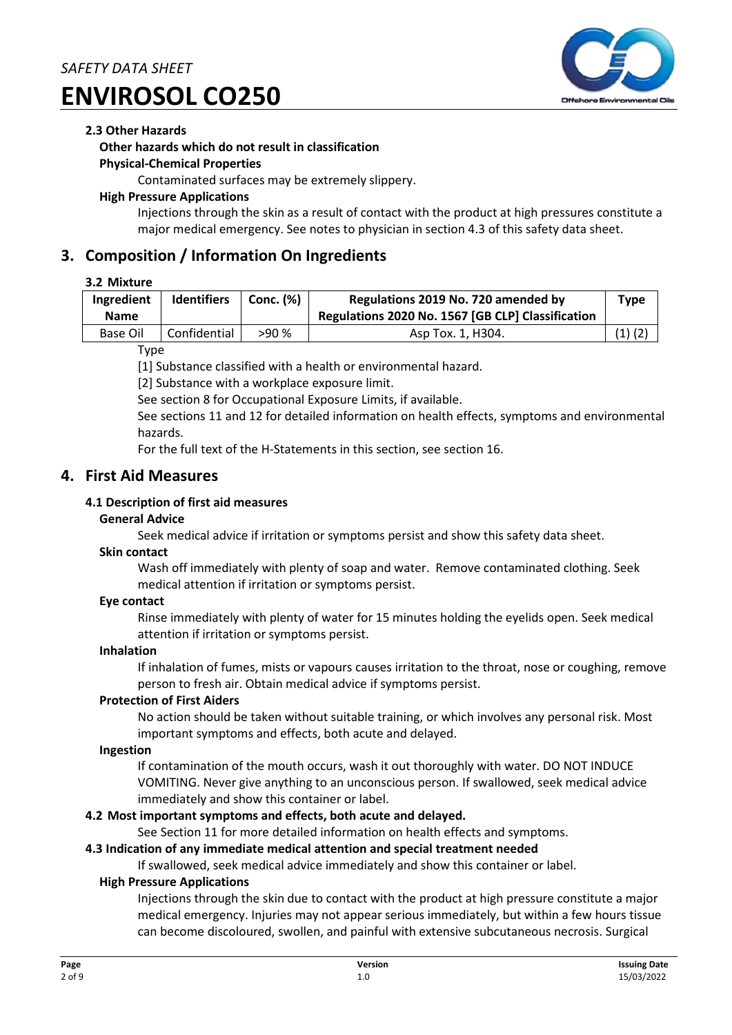#### 2.3 Other Hazards

**Other hazards which do not result in classification**

**Physical-Chemical Properties**

Contaminated surfaces may be extremely slippery.

**High Pressure Applications**

Injections through the skin as a result of contact with the product at high pressures constitute a major medical emergency. See notes to physician in section 4.3 of this safety data sheet.

## 3. Composition / Information On Ingredients

#### 3.2 Mixture

| Ingredient Name | Identifiers | Conc. (%) | Regulations 2019 No. 720 amended by Regulations 2020 No. 1567 [GB CLP] Classification | Type |
|---|---|---|---|---|
| Base Oil | Confidential | >90 % | Asp Tox. 1, H304. | (1) (2) |

Type

[1] Substance classified with a health or environmental hazard.

[2] Substance with a workplace exposure limit.

See section 8 for Occupational Exposure Limits, if available.

See sections 11 and 12 for detailed information on health effects, symptoms and environmental hazards.

For the full text of the H-Statements in this section, see section 16.

## 4. First Aid Measures

#### 4.1 Description of first aid measures

**General Advice**

Seek medical advice if irritation or symptoms persist and show this safety data sheet.

**Skin contact**

Wash off immediately with plenty of soap and water. Remove contaminated clothing. Seek medical attention if irritation or symptoms persist.

**Eye contact**

Rinse immediately with plenty of water for 15 minutes holding the eyelids open. Seek medical attention if irritation or symptoms persist.

**Inhalation**

If inhalation of fumes, mists or vapours causes irritation to the throat, nose or coughing, remove person to fresh air. Obtain medical advice if symptoms persist.

**Protection of First Aiders**

No action should be taken without suitable training, or which involves any personal risk. Most important symptoms and effects, both acute and delayed.

**Ingestion**

If contamination of the mouth occurs, wash it out thoroughly with water. DO NOT INDUCE VOMITING. Never give anything to an unconscious person. If swallowed, seek medical advice immediately and show this container or label.

#### 4.2 Most important symptoms and effects, both acute and delayed.

See Section 11 for more detailed information on health effects and symptoms.

#### 4.3 Indication of any immediate medical attention and special treatment needed

If swallowed, seek medical advice immediately and show this container or label.

**High Pressure Applications**

Injections through the skin due to contact with the product at high pressure constitute a major medical emergency. Injuries may not appear serious immediately, but within a few hours tissue can become discoloured, swollen, and painful with extensive subcutaneous necrosis. Surgical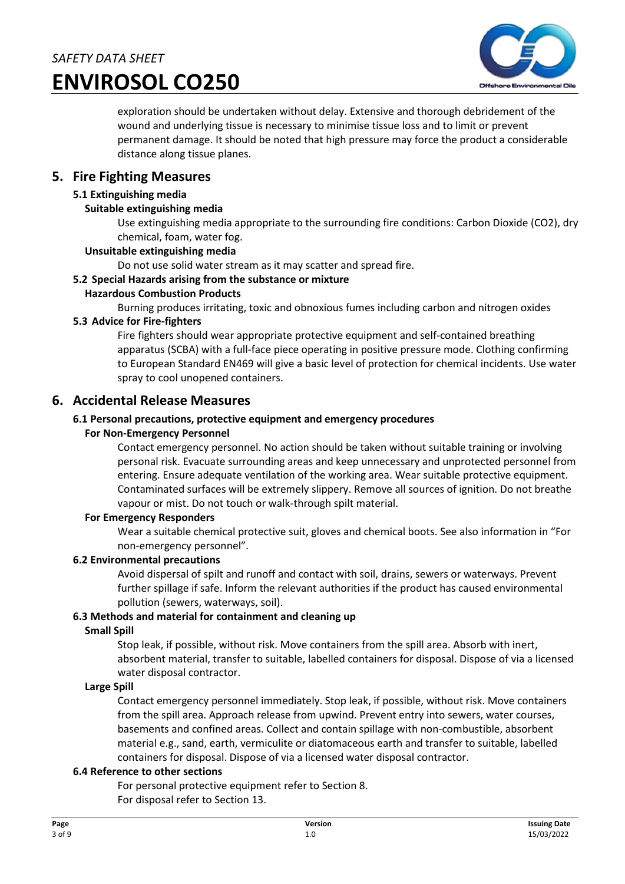exploration should be undertaken without delay. Extensive and thorough debridement of the wound and underlying tissue is necessary to minimise tissue loss and to limit or prevent permanent damage. It should be noted that high pressure may force the product a considerable distance along tissue planes.

## 5. Fire Fighting Measures

### 5.1 Extinguishing media

**Suitable extinguishing media**

Use extinguishing media appropriate to the surrounding fire conditions: Carbon Dioxide ($CO_2$), dry chemical, foam, water fog.

**Unsuitable extinguishing media**

Do not use solid water stream as it may scatter and spread fire.

### 5.2 Special Hazards arising from the substance or mixture

**Hazardous Combustion Products**

Burning produces irritating, toxic and obnoxious fumes including carbon and nitrogen oxides

### 5.3 Advice for Fire-fighters

Fire fighters should wear appropriate protective equipment and self-contained breathing apparatus (SCBA) with a full-face piece operating in positive pressure mode. Clothing confirming to European Standard EN469 will give a basic level of protection for chemical incidents. Use water spray to cool unopened containers.

## 6. Accidental Release Measures

### 6.1 Personal precautions, protective equipment and emergency procedures

**For Non-Emergency Personnel**

Contact emergency personnel. No action should be taken without suitable training or involving personal risk. Evacuate surrounding areas and keep unnecessary and unprotected personnel from entering. Ensure adequate ventilation of the working area. Wear suitable protective equipment. Contaminated surfaces will be extremely slippery. Remove all sources of ignition. Do not breathe vapour or mist. Do not touch or walk-through spilt material.

**For Emergency Responders**

Wear a suitable chemical protective suit, gloves and chemical boots. See also information in "For non-emergency personnel".

### 6.2 Environmental precautions

Avoid dispersal of spilt and runoff and contact with soil, drains, sewers or waterways. Prevent further spillage if safe. Inform the relevant authorities if the product has caused environmental pollution (sewers, waterways, soil).

### 6.3 Methods and material for containment and cleaning up

**Small Spill**

Stop leak, if possible, without risk. Move containers from the spill area. Absorb with inert, absorbent material, transfer to suitable, labelled containers for disposal. Dispose of via a licensed water disposal contractor.

**Large Spill**

Contact emergency personnel immediately. Stop leak, if possible, without risk. Move containers from the spill area. Approach release from upwind. Prevent entry into sewers, water courses, basements and confined areas. Collect and contain spillage with non-combustible, absorbent material e.g., sand, earth, vermiculite or diatomaceous earth and transfer to suitable, labelled containers for disposal. Dispose of via a licensed water disposal contractor.

### 6.4 Reference to other sections

For personal protective equipment refer to Section 8.
For disposal refer to Section 13.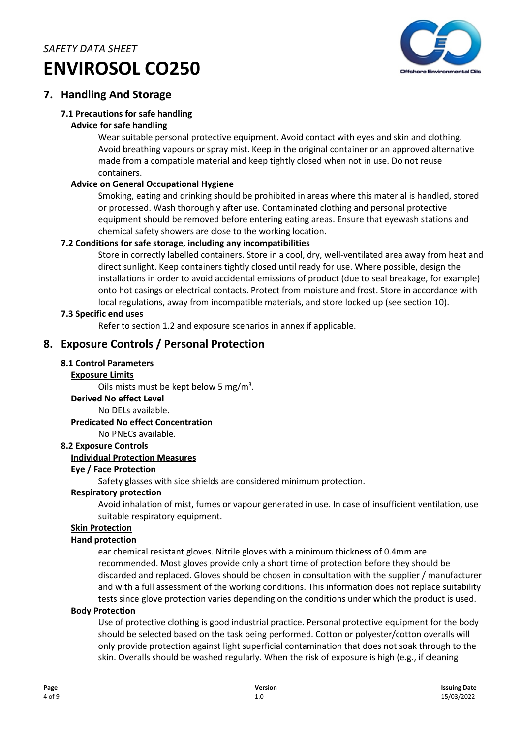## 7. Handling And Storage

### 7.1 Precautions for safe handling

**Advice for safe handling**

Wear suitable personal protective equipment. Avoid contact with eyes and skin and clothing. Avoid breathing vapours or spray mist. Keep in the original container or an approved alternative made from a compatible material and keep tightly closed when not in use. Do not reuse containers.

**Advice on General Occupational Hygiene**

Smoking, eating and drinking should be prohibited in areas where this material is handled, stored or processed. Wash thoroughly after use. Contaminated clothing and personal protective equipment should be removed before entering eating areas. Ensure that eyewash stations and chemical safety showers are close to the working location.

### 7.2 Conditions for safe storage, including any incompatibilities

Store in correctly labelled containers. Store in a cool, dry, well-ventilated area away from heat and direct sunlight. Keep containers tightly closed until ready for use. Where possible, design the installations in order to avoid accidental emissions of product (due to seal breakage, for example) onto hot casings or electrical contacts. Protect from moisture and frost. Store in accordance with local regulations, away from incompatible materials, and store locked up (see section 10).

### 7.3 Specific end uses

Refer to section 1.2 and exposure scenarios in annex if applicable.

## 8. Exposure Controls / Personal Protection

### 8.1 Control Parameters

**Exposure Limits**

Oils mists must be kept below 5 mg/m$^3$.

**Derived No effect Level**

No DELs available.

**Predicated No effect Concentration**

No PNECs available.

### 8.2 Exposure Controls

**Individual Protection Measures**

**Eye / Face Protection**

Safety glasses with side shields are considered minimum protection.

**Respiratory protection**

Avoid inhalation of mist, fumes or vapour generated in use. In case of insufficient ventilation, use suitable respiratory equipment.

**Skin Protection**

**Hand protection**

ear chemical resistant gloves. Nitrile gloves with a minimum thickness of 0.4mm are recommended. Most gloves provide only a short time of protection before they should be discarded and replaced. Gloves should be chosen in consultation with the supplier / manufacturer and with a full assessment of the working conditions. This information does not replace suitability tests since glove protection varies depending on the conditions under which the product is used.

**Body Protection**

Use of protective clothing is good industrial practice. Personal protective equipment for the body should be selected based on the task being performed. Cotton or polyester/cotton overalls will only provide protection against light superficial contamination that does not soak through to the skin. Overalls should be washed regularly. When the risk of exposure is high (e.g., if cleaning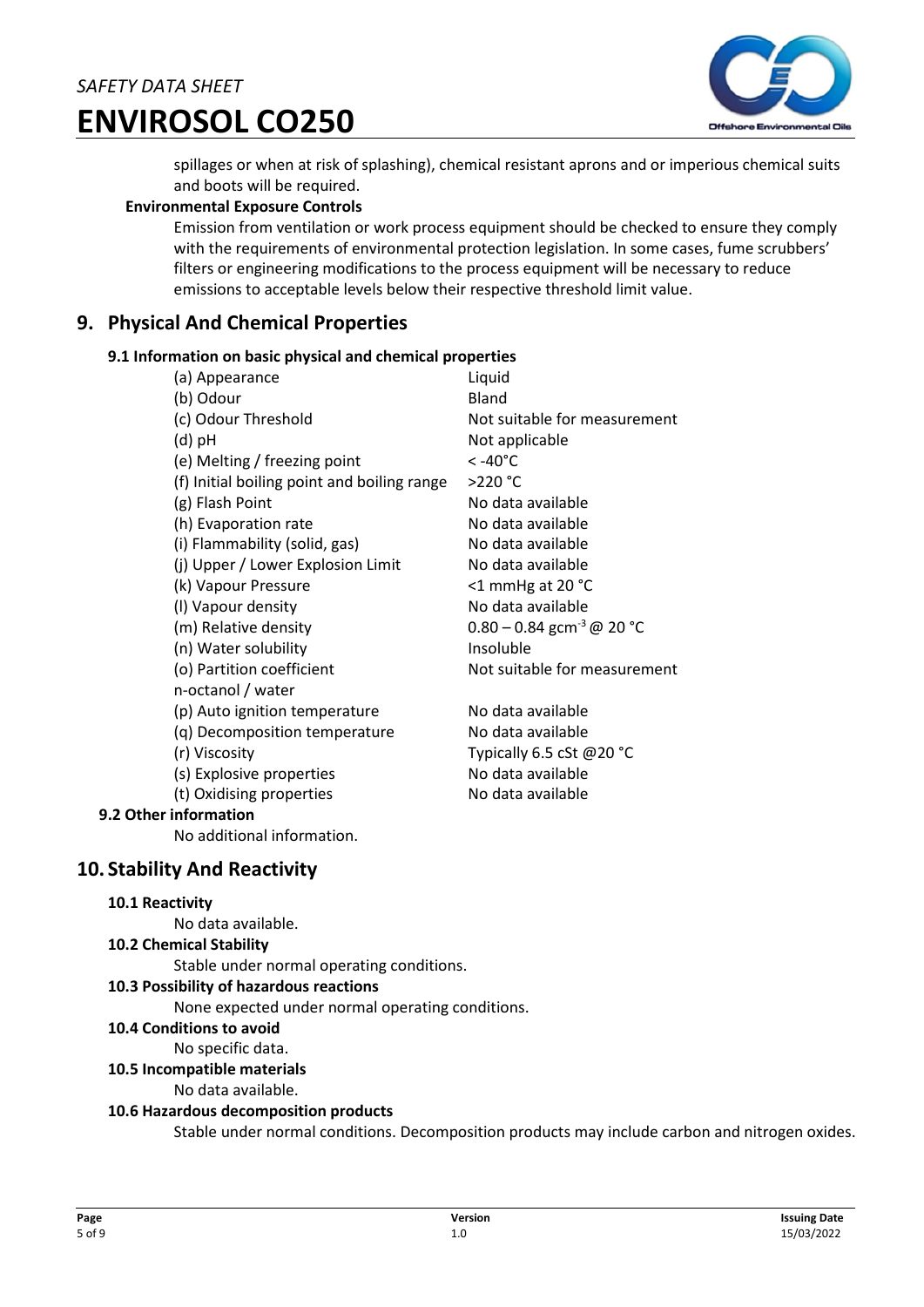spillages or when at risk of splashing), chemical resistant aprons and or imperious chemical suits and boots will be required.

**Environmental Exposure Controls**

Emission from ventilation or work process equipment should be checked to ensure they comply with the requirements of environmental protection legislation. In some cases, fume scrubbers' filters or engineering modifications to the process equipment will be necessary to reduce emissions to acceptable levels below their respective threshold limit value.

## 9. Physical And Chemical Properties

### 9.1 Information on basic physical and chemical properties

| | |
|---|---|
| (a) Appearance | Liquid |
| (b) Odour | Bland |
| (c) Odour Threshold | Not suitable for measurement |
| (d) pH | Not applicable |
| (e) Melting / freezing point | < -40°C |
| (f) Initial boiling point and boiling range | >220 °C |
| (g) Flash Point | No data available |
| (h) Evaporation rate | No data available |
| (i) Flammability (solid, gas) | No data available |
| (j) Upper / Lower Explosion Limit | No data available |
| (k) Vapour Pressure | <1 mmHg at 20 °C |
| (l) Vapour density | No data available |
| (m) Relative density | 0.80 – 0.84 $gcm^{-3}$ @ 20 °C |
| (n) Water solubility | Insoluble |
| (o) Partition coefficient n-octanol / water | Not suitable for measurement |
| (p) Auto ignition temperature | No data available |
| (q) Decomposition temperature | No data available |
| (r) Viscosity | Typically 6.5 cSt @20 °C |
| (s) Explosive properties | No data available |
| (t) Oxidising properties | No data available |

### 9.2 Other information

No additional information.

## 10. Stability And Reactivity

### 10.1 Reactivity

No data available.

### 10.2 Chemical Stability

Stable under normal operating conditions.

### 10.3 Possibility of hazardous reactions

None expected under normal operating conditions.

### 10.4 Conditions to avoid

No specific data.

### 10.5 Incompatible materials

No data available.

### 10.6 Hazardous decomposition products

Stable under normal conditions. Decomposition products may include carbon and nitrogen oxides.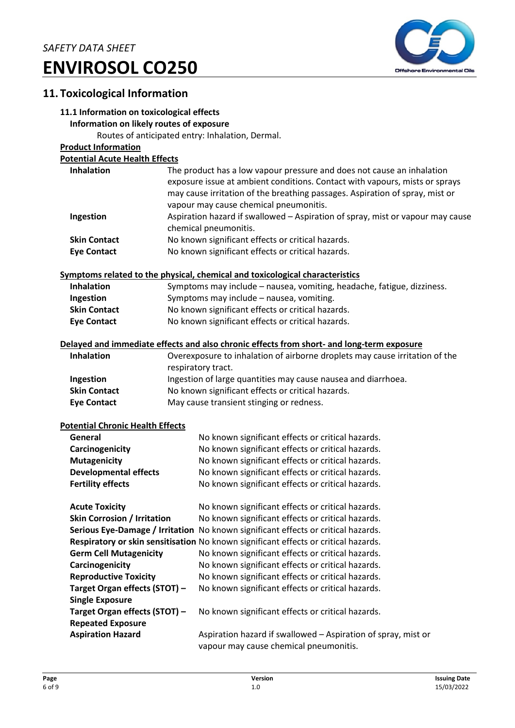## 11. Toxicological Information

### 11.1 Information on toxicological effects

**Information on likely routes of exposure**

Routes of anticipated entry: Inhalation, Dermal.

**Product Information**

**Potential Acute Health Effects**

| | |
|---|---|
| **Inhalation** | The product has a low vapour pressure and does not cause an inhalation exposure issue at ambient conditions. Contact with vapours, mists or sprays may cause irritation of the breathing passages. Aspiration of spray, mist or vapour may cause chemical pneumonitis. |
| **Ingestion** | Aspiration hazard if swallowed – Aspiration of spray, mist or vapour may cause chemical pneumonitis. |
| **Skin Contact** | No known significant effects or critical hazards. |
| **Eye Contact** | No known significant effects or critical hazards. |

**Symptoms related to the physical, chemical and toxicological characteristics**

| | |
|---|---|
| **Inhalation** | Symptoms may include – nausea, vomiting, headache, fatigue, dizziness. |
| **Ingestion** | Symptoms may include – nausea, vomiting. |
| **Skin Contact** | No known significant effects or critical hazards. |
| **Eye Contact** | No known significant effects or critical hazards. |

**Delayed and immediate effects and also chronic effects from short- and long-term exposure**

| | |
|---|---|
| **Inhalation** | Overexposure to inhalation of airborne droplets may cause irritation of the respiratory tract. |
| **Ingestion** | Ingestion of large quantities may cause nausea and diarrhoea. |
| **Skin Contact** | No known significant effects or critical hazards. |
| **Eye Contact** | May cause transient stinging or redness. |

**Potential Chronic Health Effects**

| | |
|---|---|
| **General** | No known significant effects or critical hazards. |
| **Carcinogenicity** | No known significant effects or critical hazards. |
| **Mutagenicity** | No known significant effects or critical hazards. |
| **Developmental effects** | No known significant effects or critical hazards. |
| **Fertility effects** | No known significant effects or critical hazards. |

| | |
|---|---|
| **Acute Toxicity** | No known significant effects or critical hazards. |
| **Skin Corrosion / Irritation** | No known significant effects or critical hazards. |
| **Serious Eye-Damage / Irritation** | No known significant effects or critical hazards. |
| **Respiratory or skin sensitisation** | No known significant effects or critical hazards. |
| **Germ Cell Mutagenicity** | No known significant effects or critical hazards. |
| **Carcinogenicity** | No known significant effects or critical hazards. |
| **Reproductive Toxicity** | No known significant effects or critical hazards. |
| **Target Organ effects (STOT) – Single Exposure** | No known significant effects or critical hazards. |
| **Target Organ effects (STOT) – Repeated Exposure** | No known significant effects or critical hazards. |
| **Aspiration Hazard** | Aspiration hazard if swallowed – Aspiration of spray, mist or vapour may cause chemical pneumonitis. |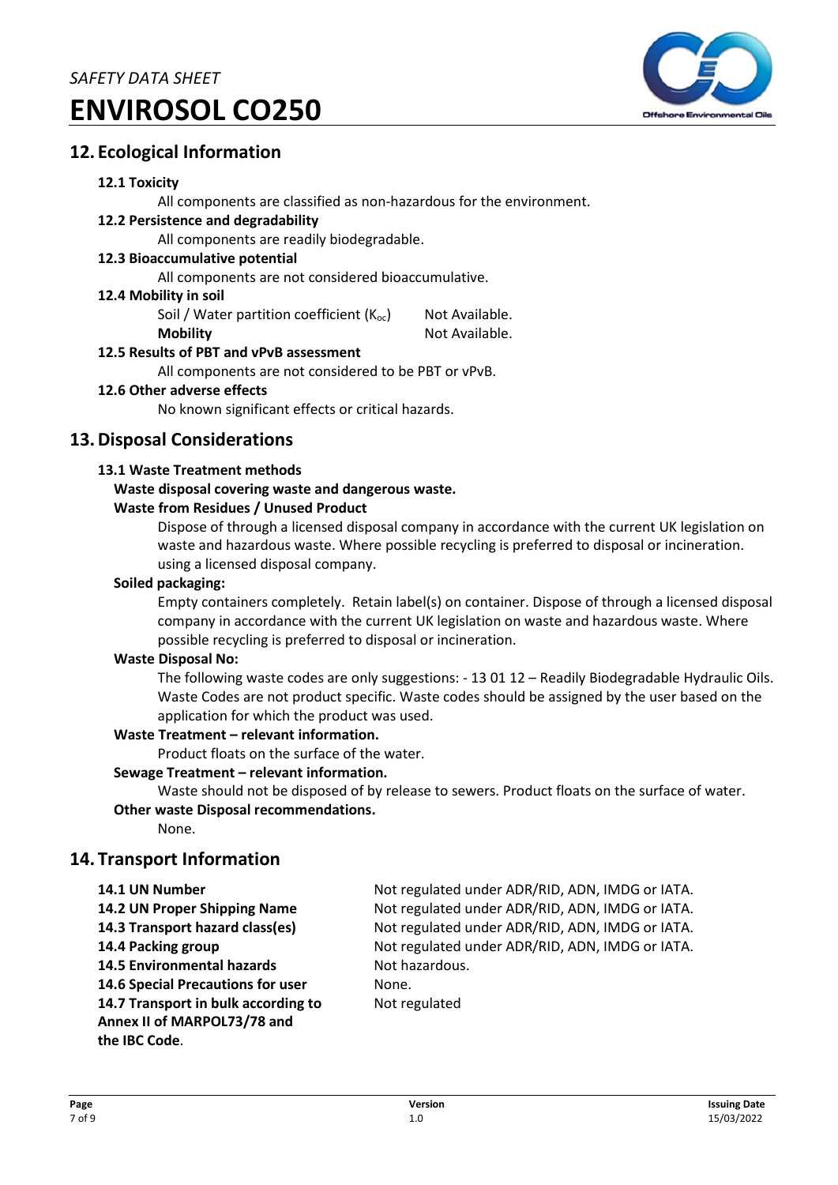## 12. Ecological Information

### 12.1 Toxicity

All components are classified as non-hazardous for the environment.

### 12.2 Persistence and degradability

All components are readily biodegradable.

### 12.3 Bioaccumulative potential

All components are not considered bioaccumulative.

### 12.4 Mobility in soil

Soil / Water partition coefficient ($K_{oc}$) Not Available.

**Mobility** Not Available.

### 12.5 Results of PBT and vPvB assessment

All components are not considered to be PBT or vPvB.

### 12.6 Other adverse effects

No known significant effects or critical hazards.

## 13. Disposal Considerations

### 13.1 Waste Treatment methods

**Waste disposal covering waste and dangerous waste.**

**Waste from Residues / Unused Product**

Dispose of through a licensed disposal company in accordance with the current UK legislation on waste and hazardous waste. Where possible recycling is preferred to disposal or incineration. using a licensed disposal company.

**Soiled packaging:**

Empty containers completely. Retain label(s) on container. Dispose of through a licensed disposal company in accordance with the current UK legislation on waste and hazardous waste. Where possible recycling is preferred to disposal or incineration.

**Waste Disposal No:**

The following waste codes are only suggestions: - 13 01 12 – Readily Biodegradable Hydraulic Oils. Waste Codes are not product specific. Waste codes should be assigned by the user based on the application for which the product was used.

**Waste Treatment – relevant information.**

Product floats on the surface of the water.

**Sewage Treatment – relevant information.**

Waste should not be disposed of by release to sewers. Product floats on the surface of water.

**Other waste Disposal recommendations.**

None.

## 14. Transport Information

| | |
|---|---|
| **14.1 UN Number** | Not regulated under ADR/RID, ADN, IMDG or IATA. |
| **14.2 UN Proper Shipping Name** | Not regulated under ADR/RID, ADN, IMDG or IATA. |
| **14.3 Transport hazard class(es)** | Not regulated under ADR/RID, ADN, IMDG or IATA. |
| **14.4 Packing group** | Not regulated under ADR/RID, ADN, IMDG or IATA. |
| **14.5 Environmental hazards** | Not hazardous. |
| **14.6 Special Precautions for user** | None. |
| **14.7 Transport in bulk according to Annex II of MARPOL73/78 and the IBC Code**. | Not regulated |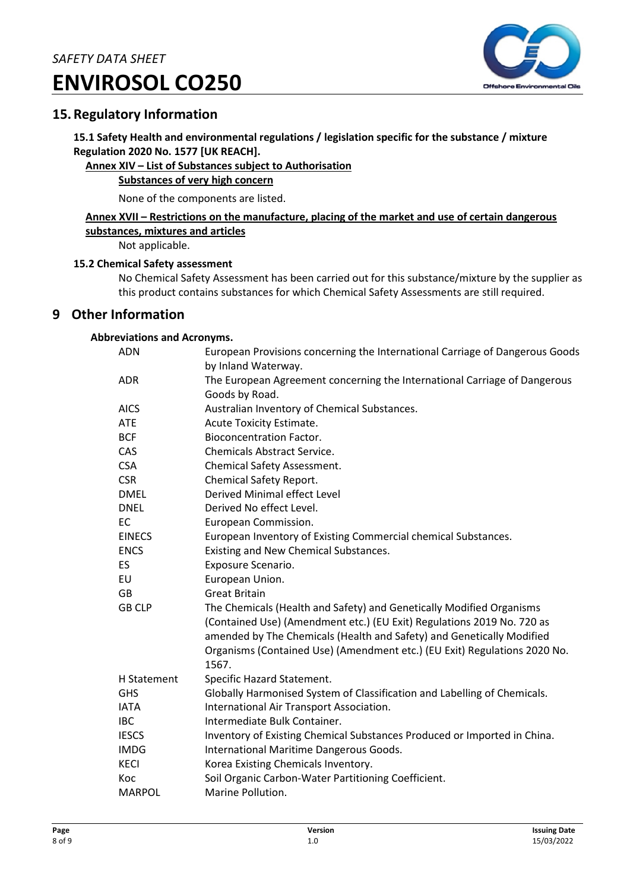## 15. Regulatory Information

**15.1 Safety Health and environmental regulations / legislation specific for the substance / mixture Regulation 2020 No. 1577 [UK REACH].**

**Annex XIV – List of Substances subject to Authorisation**

**Substances of very high concern**

None of the components are listed.

**Annex XVII – Restrictions on the manufacture, placing of the market and use of certain dangerous substances, mixtures and articles**

Not applicable.

**15.2 Chemical Safety assessment**

No Chemical Safety Assessment has been carried out for this substance/mixture by the supplier as this product contains substances for which Chemical Safety Assessments are still required.

## 9 Other Information

**Abbreviations and Acronyms.**

| | |
|---|---|
| ADN | European Provisions concerning the International Carriage of Dangerous Goods by Inland Waterway. |
| ADR | The European Agreement concerning the International Carriage of Dangerous Goods by Road. |
| AICS | Australian Inventory of Chemical Substances. |
| ATE | Acute Toxicity Estimate. |
| BCF | Bioconcentration Factor. |
| CAS | Chemicals Abstract Service. |
| CSA | Chemical Safety Assessment. |
| CSR | Chemical Safety Report. |
| DMEL | Derived Minimal effect Level |
| DNEL | Derived No effect Level. |
| EC | European Commission. |
| EINECS | European Inventory of Existing Commercial chemical Substances. |
| ENCS | Existing and New Chemical Substances. |
| ES | Exposure Scenario. |
| EU | European Union. |
| GB | Great Britain |
| GB CLP | The Chemicals (Health and Safety) and Genetically Modified Organisms (Contained Use) (Amendment etc.) (EU Exit) Regulations 2019 No. 720 as amended by The Chemicals (Health and Safety) and Genetically Modified Organisms (Contained Use) (Amendment etc.) (EU Exit) Regulations 2020 No. 1567. |
| H Statement | Specific Hazard Statement. |
| GHS | Globally Harmonised System of Classification and Labelling of Chemicals. |
| IATA | International Air Transport Association. |
| IBC | Intermediate Bulk Container. |
| IESCS | Inventory of Existing Chemical Substances Produced or Imported in China. |
| IMDG | International Maritime Dangerous Goods. |
| KECI | Korea Existing Chemicals Inventory. |
| Koc | Soil Organic Carbon-Water Partitioning Coefficient. |
| MARPOL | Marine Pollution. |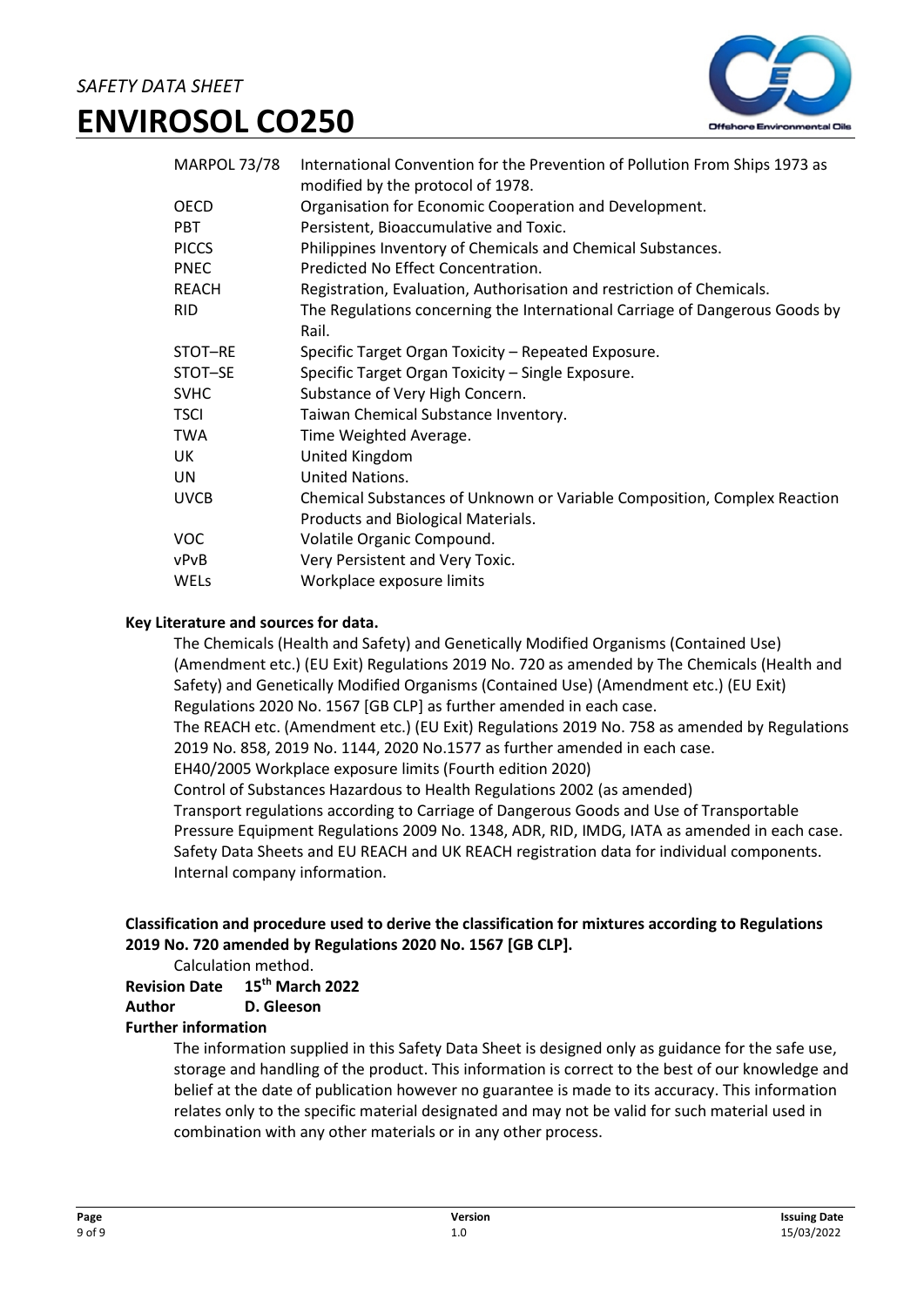| | |
|---|---|
| MARPOL 73/78 | International Convention for the Prevention of Pollution From Ships 1973 as modified by the protocol of 1978. |
| OECD | Organisation for Economic Cooperation and Development. |
| PBT | Persistent, Bioaccumulative and Toxic. |
| PICCS | Philippines Inventory of Chemicals and Chemical Substances. |
| PNEC | Predicted No Effect Concentration. |
| REACH | Registration, Evaluation, Authorisation and restriction of Chemicals. |
| RID | The Regulations concerning the International Carriage of Dangerous Goods by Rail. |
| STOT–RE | Specific Target Organ Toxicity – Repeated Exposure. |
| STOT–SE | Specific Target Organ Toxicity – Single Exposure. |
| SVHC | Substance of Very High Concern. |
| TSCI | Taiwan Chemical Substance Inventory. |
| TWA | Time Weighted Average. |
| UK | United Kingdom |
| UN | United Nations. |
| UVCB | Chemical Substances of Unknown or Variable Composition, Complex Reaction Products and Biological Materials. |
| VOC | Volatile Organic Compound. |
| vPvB | Very Persistent and Very Toxic. |
| WELs | Workplace exposure limits |

**Key Literature and sources for data.**

The Chemicals (Health and Safety) and Genetically Modified Organisms (Contained Use) (Amendment etc.) (EU Exit) Regulations 2019 No. 720 as amended by The Chemicals (Health and Safety) and Genetically Modified Organisms (Contained Use) (Amendment etc.) (EU Exit) Regulations 2020 No. 1567 [GB CLP] as further amended in each case.

The REACH etc. (Amendment etc.) (EU Exit) Regulations 2019 No. 758 as amended by Regulations 2019 No. 858, 2019 No. 1144, 2020 No.1577 as further amended in each case.

EH40/2005 Workplace exposure limits (Fourth edition 2020)

Control of Substances Hazardous to Health Regulations 2002 (as amended)

Transport regulations according to Carriage of Dangerous Goods and Use of Transportable Pressure Equipment Regulations 2009 No. 1348, ADR, RID, IMDG, IATA as amended in each case.

Safety Data Sheets and EU REACH and UK REACH registration data for individual components.

Internal company information.

**Classification and procedure used to derive the classification for mixtures according to Regulations 2019 No. 720 amended by Regulations 2020 No. 1567 [GB CLP].**

Calculation method.

**Revision Date** 15th March 2022

**Author** D. Gleeson

**Further information**

The information supplied in this Safety Data Sheet is designed only as guidance for the safe use, storage and handling of the product. This information is correct to the best of our knowledge and belief at the date of publication however no guarantee is made to its accuracy. This information relates only to the specific material designated and may not be valid for such material used in combination with any other materials or in any other process.